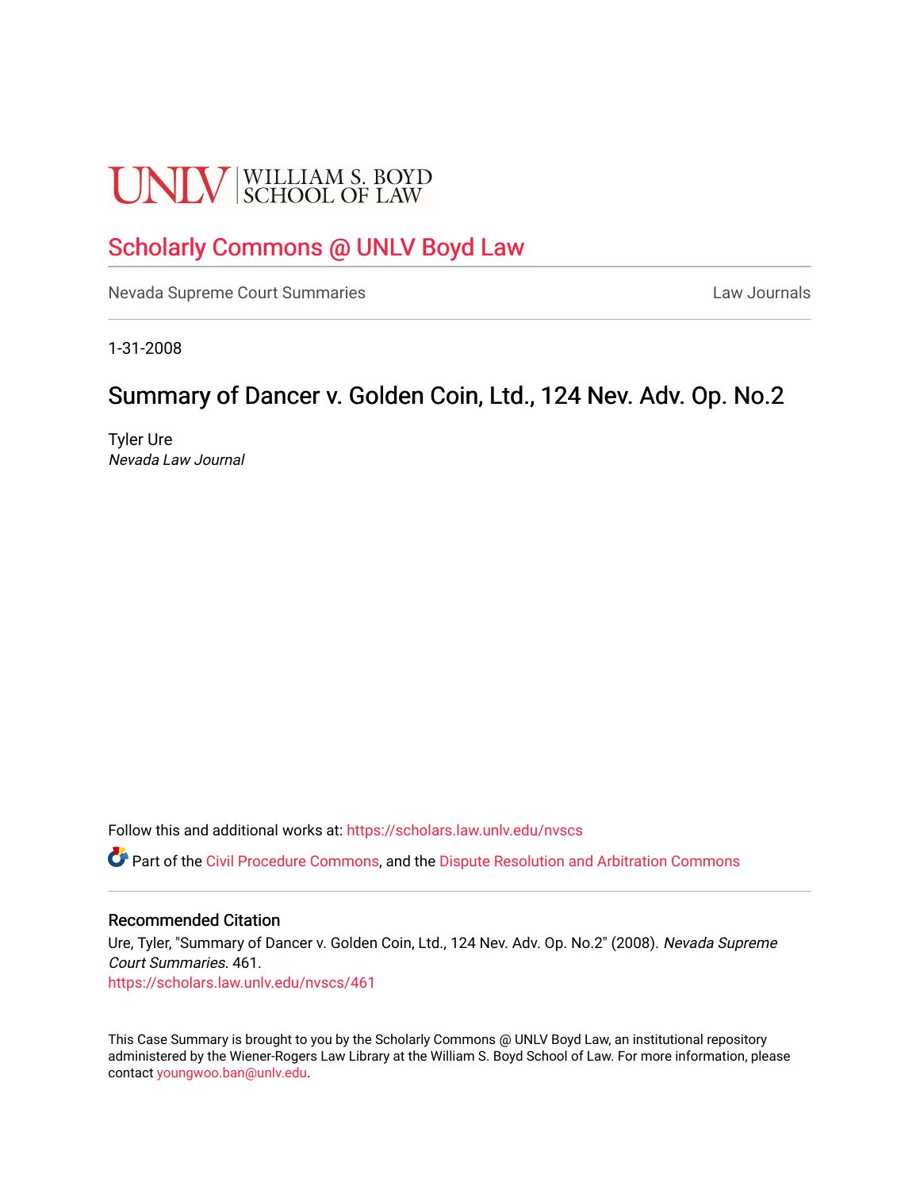UNLV | WILLIAM S. BOYD SCHOOL OF LAW

# Scholarly Commons @ UNLV Boyd Law

Nevada Supreme Court Summaries | Law Journals

1-31-2008

## Summary of Dancer v. Golden Coin, Ltd., 124 Nev. Adv. Op. No.2

Tyler Ure
*Nevada Law Journal*

Follow this and additional works at: https://scholars.law.unlv.edu/nvscs

Part of the Civil Procedure Commons, and the Dispute Resolution and Arbitration Commons

### Recommended Citation

Ure, Tyler, "Summary of Dancer v. Golden Coin, Ltd., 124 Nev. Adv. Op. No.2" (2008). *Nevada Supreme Court Summaries*. 461.
https://scholars.law.unlv.edu/nvscs/461

This Case Summary is brought to you by the Scholarly Commons @ UNLV Boyd Law, an institutional repository administered by the Wiener-Rogers Law Library at the William S. Boyd School of Law. For more information, please contact youngwoo.ban@unlv.edu.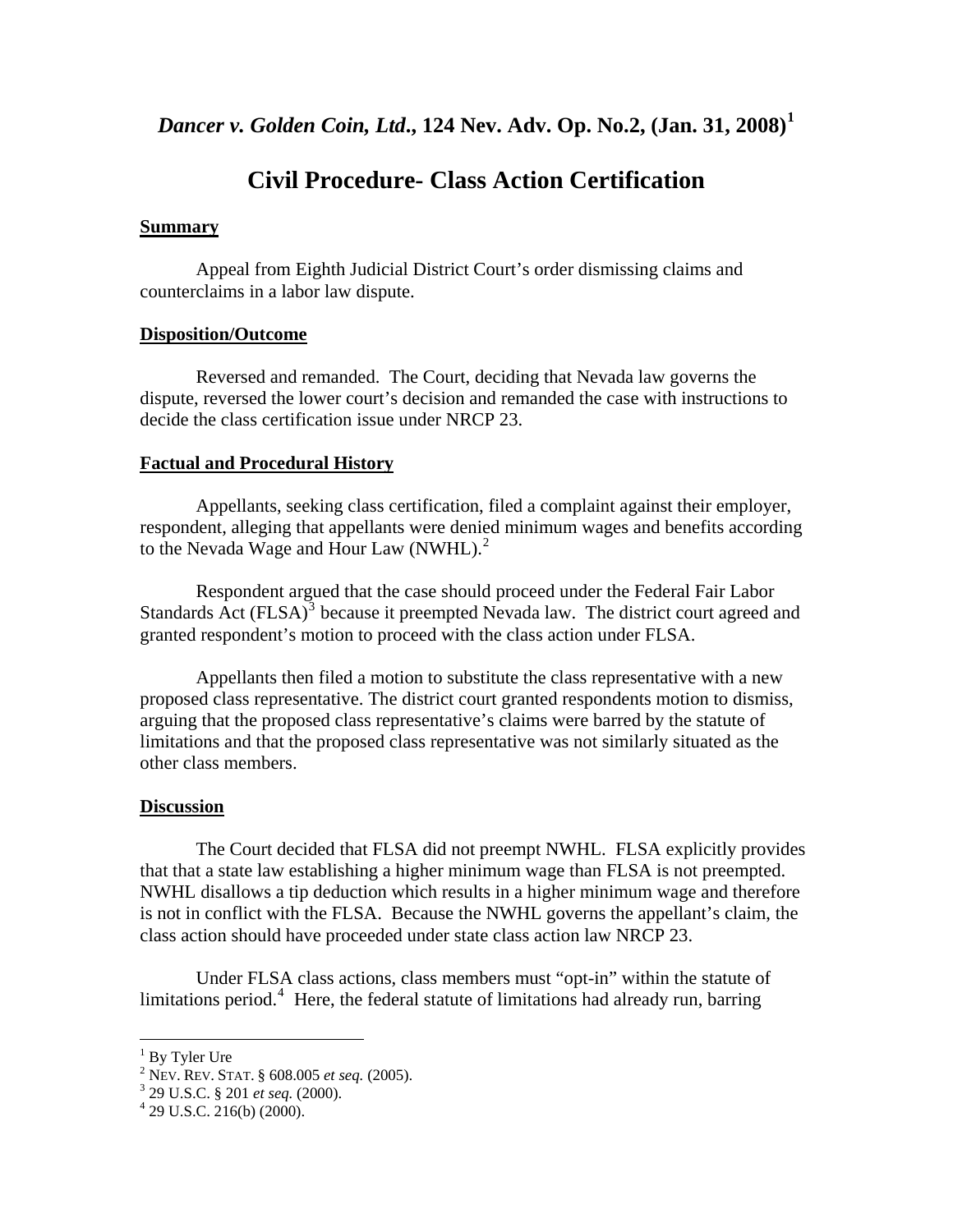# *Dancer v. Golden Coin, Ltd.*, 124 Nev. Adv. Op. No.2, (Jan. 31, 2008)[1]

## Civil Procedure- Class Action Certification

**Summary**

Appeal from Eighth Judicial District Court's order dismissing claims and counterclaims in a labor law dispute.

**Disposition/Outcome**

Reversed and remanded. The Court, deciding that Nevada law governs the dispute, reversed the lower court's decision and remanded the case with instructions to decide the class certification issue under NRCP 23.

**Factual and Procedural History**

Appellants, seeking class certification, filed a complaint against their employer, respondent, alleging that appellants were denied minimum wages and benefits according to the Nevada Wage and Hour Law (NWHL).[2]

Respondent argued that the case should proceed under the Federal Fair Labor Standards Act (FLSA)[3] because it preempted Nevada law. The district court agreed and granted respondent's motion to proceed with the class action under FLSA.

Appellants then filed a motion to substitute the class representative with a new proposed class representative. The district court granted respondents motion to dismiss, arguing that the proposed class representative's claims were barred by the statute of limitations and that the proposed class representative was not similarly situated as the other class members.

**Discussion**

The Court decided that FLSA did not preempt NWHL. FLSA explicitly provides that that a state law establishing a higher minimum wage than FLSA is not preempted. NWHL disallows a tip deduction which results in a higher minimum wage and therefore is not in conflict with the FLSA. Because the NWHL governs the appellant's claim, the class action should have proceeded under state class action law NRCP 23.

Under FLSA class actions, class members must "opt-in" within the statute of limitations period.[4] Here, the federal statute of limitations had already run, barring

---

[1] By Tyler Ure

[2] NEV. REV. STAT. § 608.005 *et seq.* (2005).

[3] 29 U.S.C. § 201 *et seq.* (2000).

[4] 29 U.S.C. 216(b) (2000).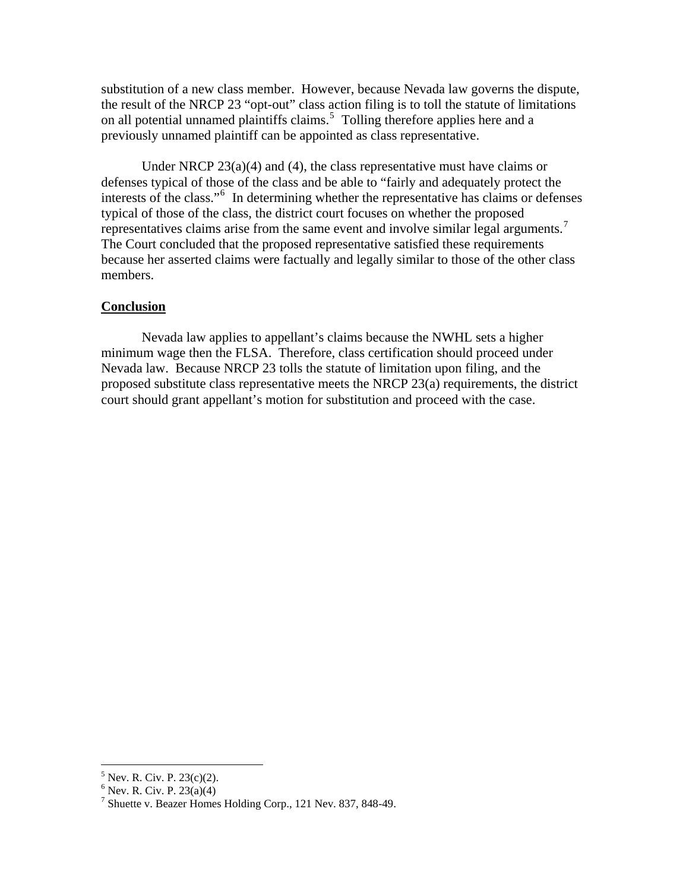substitution of a new class member. However, because Nevada law governs the dispute, the result of the NRCP 23 "opt-out" class action filing is to toll the statute of limitations on all potential unnamed plaintiffs claims.[5] Tolling therefore applies here and a previously unnamed plaintiff can be appointed as class representative.

Under NRCP 23(a)(4) and (4), the class representative must have claims or defenses typical of those of the class and be able to "fairly and adequately protect the interests of the class."[6] In determining whether the representative has claims or defenses typical of those of the class, the district court focuses on whether the proposed representatives claims arise from the same event and involve similar legal arguments.[7] The Court concluded that the proposed representative satisfied these requirements because her asserted claims were factually and legally similar to those of the other class members.

**Conclusion**

Nevada law applies to appellant's claims because the NWHL sets a higher minimum wage then the FLSA. Therefore, class certification should proceed under Nevada law. Because NRCP 23 tolls the statute of limitation upon filing, and the proposed substitute class representative meets the NRCP 23(a) requirements, the district court should grant appellant's motion for substitution and proceed with the case.

---

[5] Nev. R. Civ. P. 23(c)(2).

[6] Nev. R. Civ. P. 23(a)(4)

[7] Shuette v. Beazer Homes Holding Corp., 121 Nev. 837, 848-49.